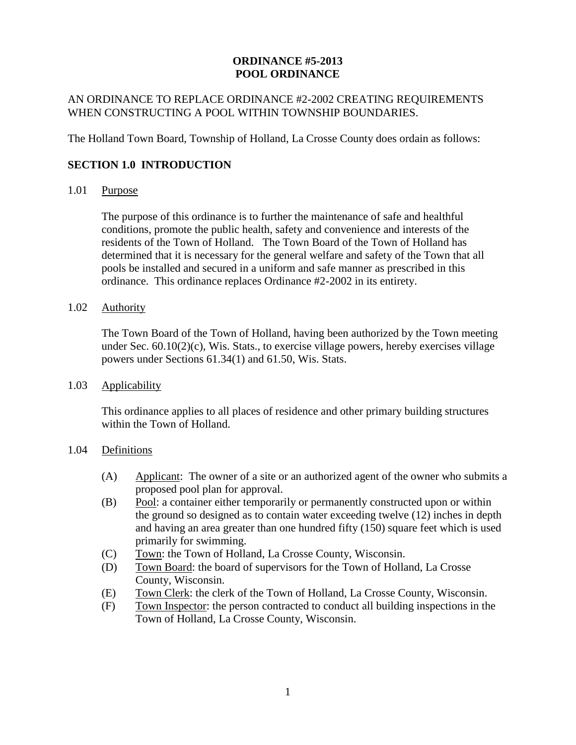# ORDINANCE #5-2013
# POOL ORDINANCE

AN ORDINANCE TO REPLACE ORDINANCE #2-2002 CREATING REQUIREMENTS WHEN CONSTRUCTING A POOL WITHIN TOWNSHIP BOUNDARIES.

The Holland Town Board, Township of Holland, La Crosse County does ordain as follows:

## SECTION 1.0 INTRODUCTION

### 1.01 Purpose

The purpose of this ordinance is to further the maintenance of safe and healthful conditions, promote the public health, safety and convenience and interests of the residents of the Town of Holland. The Town Board of the Town of Holland has determined that it is necessary for the general welfare and safety of the Town that all pools be installed and secured in a uniform and safe manner as prescribed in this ordinance. This ordinance replaces Ordinance #2-2002 in its entirety.

### 1.02 Authority

The Town Board of the Town of Holland, having been authorized by the Town meeting under Sec. 60.10(2)(c), Wis. Stats., to exercise village powers, hereby exercises village powers under Sections 61.34(1) and 61.50, Wis. Stats.

### 1.03 Applicability

This ordinance applies to all places of residence and other primary building structures within the Town of Holland.

### 1.04 Definitions

(A) Applicant: The owner of a site or an authorized agent of the owner who submits a proposed pool plan for approval.

(B) Pool: a container either temporarily or permanently constructed upon or within the ground so designed as to contain water exceeding twelve (12) inches in depth and having an area greater than one hundred fifty (150) square feet which is used primarily for swimming.

(C) Town: the Town of Holland, La Crosse County, Wisconsin.

(D) Town Board: the board of supervisors for the Town of Holland, La Crosse County, Wisconsin.

(E) Town Clerk: the clerk of the Town of Holland, La Crosse County, Wisconsin.

(F) Town Inspector: the person contracted to conduct all building inspections in the Town of Holland, La Crosse County, Wisconsin.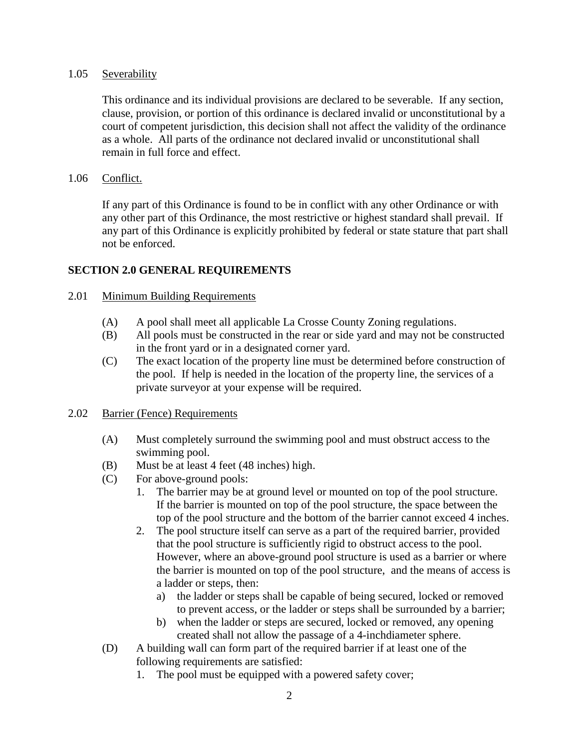1.05 Severability

This ordinance and its individual provisions are declared to be severable. If any section, clause, provision, or portion of this ordinance is declared invalid or unconstitutional by a court of competent jurisdiction, this decision shall not affect the validity of the ordinance as a whole. All parts of the ordinance not declared invalid or unconstitutional shall remain in full force and effect.

1.06 Conflict.

If any part of this Ordinance is found to be in conflict with any other Ordinance or with any other part of this Ordinance, the most restrictive or highest standard shall prevail. If any part of this Ordinance is explicitly prohibited by federal or state stature that part shall not be enforced.

## SECTION 2.0 GENERAL REQUIREMENTS

2.01 Minimum Building Requirements

(A) A pool shall meet all applicable La Crosse County Zoning regulations.
(B) All pools must be constructed in the rear or side yard and may not be constructed in the front yard or in a designated corner yard.
(C) The exact location of the property line must be determined before construction of the pool. If help is needed in the location of the property line, the services of a private surveyor at your expense will be required.

2.02 Barrier (Fence) Requirements

(A) Must completely surround the swimming pool and must obstruct access to the swimming pool.
(B) Must be at least 4 feet (48 inches) high.
(C) For above-ground pools:
   1. The barrier may be at ground level or mounted on top of the pool structure. If the barrier is mounted on top of the pool structure, the space between the top of the pool structure and the bottom of the barrier cannot exceed 4 inches.
   2. The pool structure itself can serve as a part of the required barrier, provided that the pool structure is sufficiently rigid to obstruct access to the pool. However, where an above-ground pool structure is used as a barrier or where the barrier is mounted on top of the pool structure, and the means of access is a ladder or steps, then:
      a) the ladder or steps shall be capable of being secured, locked or removed to prevent access, or the ladder or steps shall be surrounded by a barrier;
      b) when the ladder or steps are secured, locked or removed, any opening created shall not allow the passage of a 4-inchdiameter sphere.
(D) A building wall can form part of the required barrier if at least one of the following requirements are satisfied:
   1. The pool must be equipped with a powered safety cover;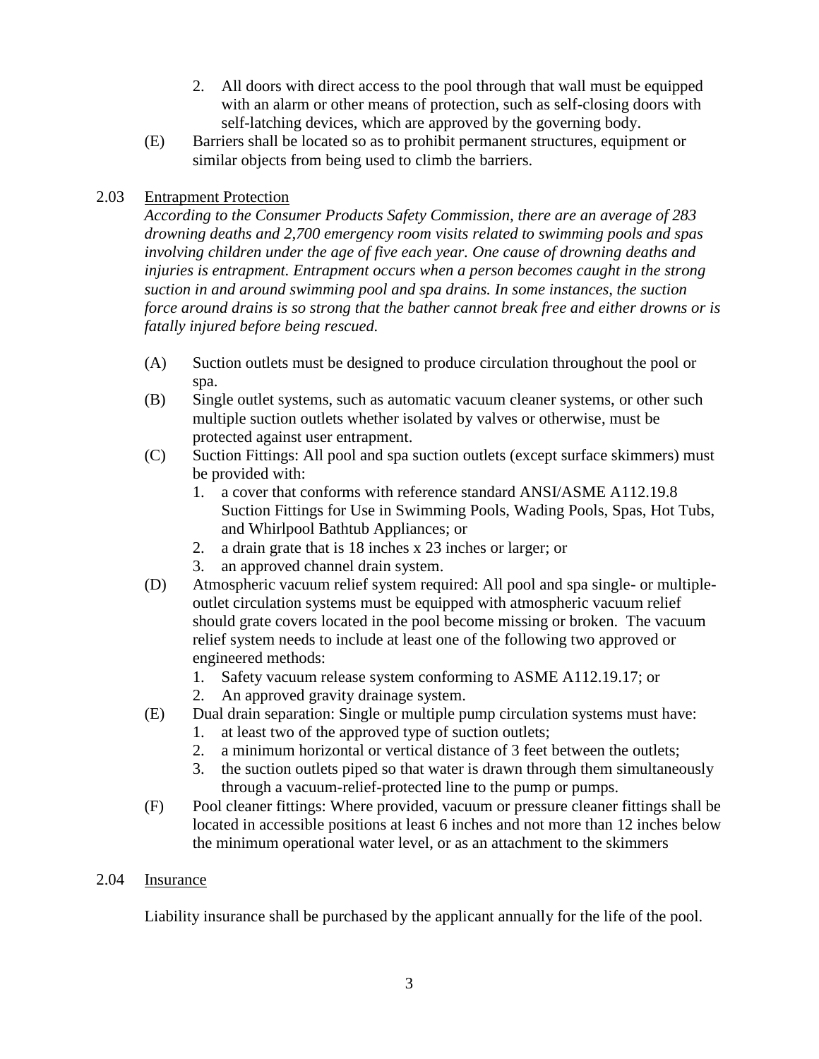2. All doors with direct access to the pool through that wall must be equipped with an alarm or other means of protection, such as self-closing doors with self-latching devices, which are approved by the governing body.

(E) Barriers shall be located so as to prohibit permanent structures, equipment or similar objects from being used to climb the barriers.

## 2.03 Entrapment Protection

*According to the Consumer Products Safety Commission, there are an average of 283 drowning deaths and 2,700 emergency room visits related to swimming pools and spas involving children under the age of five each year. One cause of drowning deaths and injuries is entrapment. Entrapment occurs when a person becomes caught in the strong suction in and around swimming pool and spa drains. In some instances, the suction force around drains is so strong that the bather cannot break free and either drowns or is fatally injured before being rescued.*

(A) Suction outlets must be designed to produce circulation throughout the pool or spa.

(B) Single outlet systems, such as automatic vacuum cleaner systems, or other such multiple suction outlets whether isolated by valves or otherwise, must be protected against user entrapment.

(C) Suction Fittings: All pool and spa suction outlets (except surface skimmers) must be provided with:
1. a cover that conforms with reference standard ANSI/ASME A112.19.8 Suction Fittings for Use in Swimming Pools, Wading Pools, Spas, Hot Tubs, and Whirlpool Bathtub Appliances; or
2. a drain grate that is 18 inches x 23 inches or larger; or
3. an approved channel drain system.

(D) Atmospheric vacuum relief system required: All pool and spa single- or multiple-outlet circulation systems must be equipped with atmospheric vacuum relief should grate covers located in the pool become missing or broken. The vacuum relief system needs to include at least one of the following two approved or engineered methods:
1. Safety vacuum release system conforming to ASME A112.19.17; or
2. An approved gravity drainage system.

(E) Dual drain separation: Single or multiple pump circulation systems must have:
1. at least two of the approved type of suction outlets;
2. a minimum horizontal or vertical distance of 3 feet between the outlets;
3. the suction outlets piped so that water is drawn through them simultaneously through a vacuum-relief-protected line to the pump or pumps.

(F) Pool cleaner fittings: Where provided, vacuum or pressure cleaner fittings shall be located in accessible positions at least 6 inches and not more than 12 inches below the minimum operational water level, or as an attachment to the skimmers

## 2.04 Insurance

Liability insurance shall be purchased by the applicant annually for the life of the pool.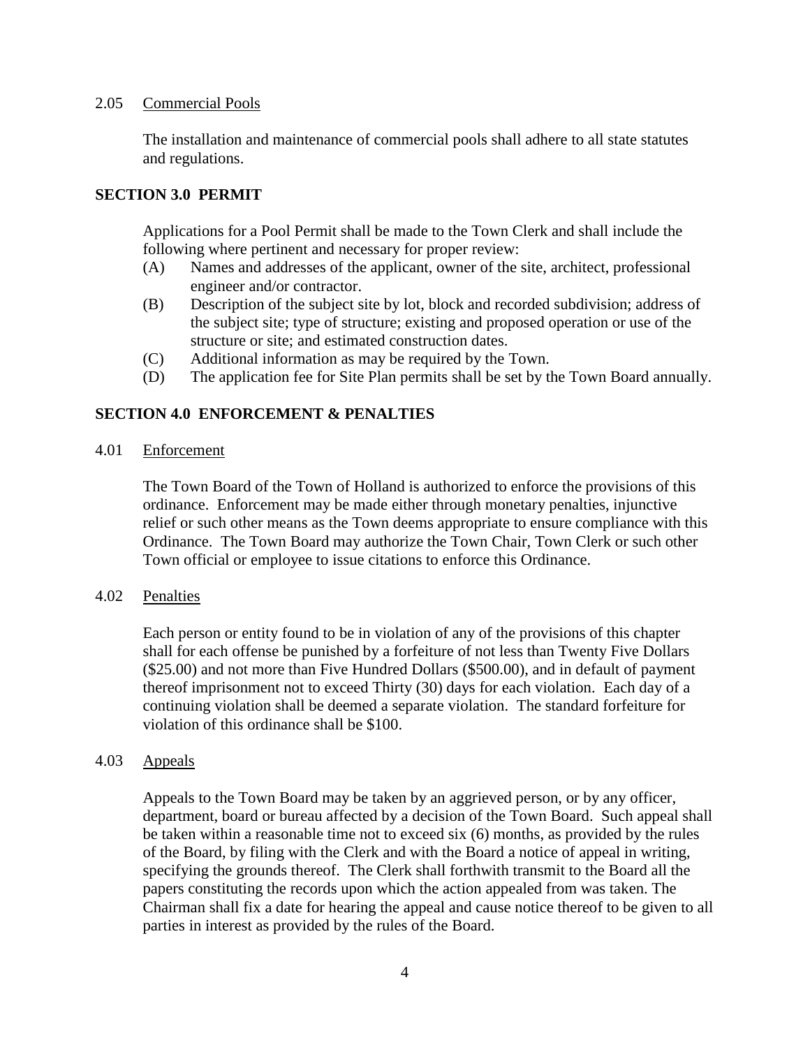2.05 Commercial Pools

The installation and maintenance of commercial pools shall adhere to all state statutes and regulations.

## SECTION 3.0 PERMIT

Applications for a Pool Permit shall be made to the Town Clerk and shall include the following where pertinent and necessary for proper review:

(A) Names and addresses of the applicant, owner of the site, architect, professional engineer and/or contractor.

(B) Description of the subject site by lot, block and recorded subdivision; address of the subject site; type of structure; existing and proposed operation or use of the structure or site; and estimated construction dates.

(C) Additional information as may be required by the Town.

(D) The application fee for Site Plan permits shall be set by the Town Board annually.

## SECTION 4.0 ENFORCEMENT & PENALTIES

4.01 Enforcement

The Town Board of the Town of Holland is authorized to enforce the provisions of this ordinance. Enforcement may be made either through monetary penalties, injunctive relief or such other means as the Town deems appropriate to ensure compliance with this Ordinance. The Town Board may authorize the Town Chair, Town Clerk or such other Town official or employee to issue citations to enforce this Ordinance.

4.02 Penalties

Each person or entity found to be in violation of any of the provisions of this chapter shall for each offense be punished by a forfeiture of not less than Twenty Five Dollars ($25.00) and not more than Five Hundred Dollars ($500.00), and in default of payment thereof imprisonment not to exceed Thirty (30) days for each violation. Each day of a continuing violation shall be deemed a separate violation. The standard forfeiture for violation of this ordinance shall be $100.

4.03 Appeals

Appeals to the Town Board may be taken by an aggrieved person, or by any officer, department, board or bureau affected by a decision of the Town Board. Such appeal shall be taken within a reasonable time not to exceed six (6) months, as provided by the rules of the Board, by filing with the Clerk and with the Board a notice of appeal in writing, specifying the grounds thereof. The Clerk shall forthwith transmit to the Board all the papers constituting the records upon which the action appealed from was taken. The Chairman shall fix a date for hearing the appeal and cause notice thereof to be given to all parties in interest as provided by the rules of the Board.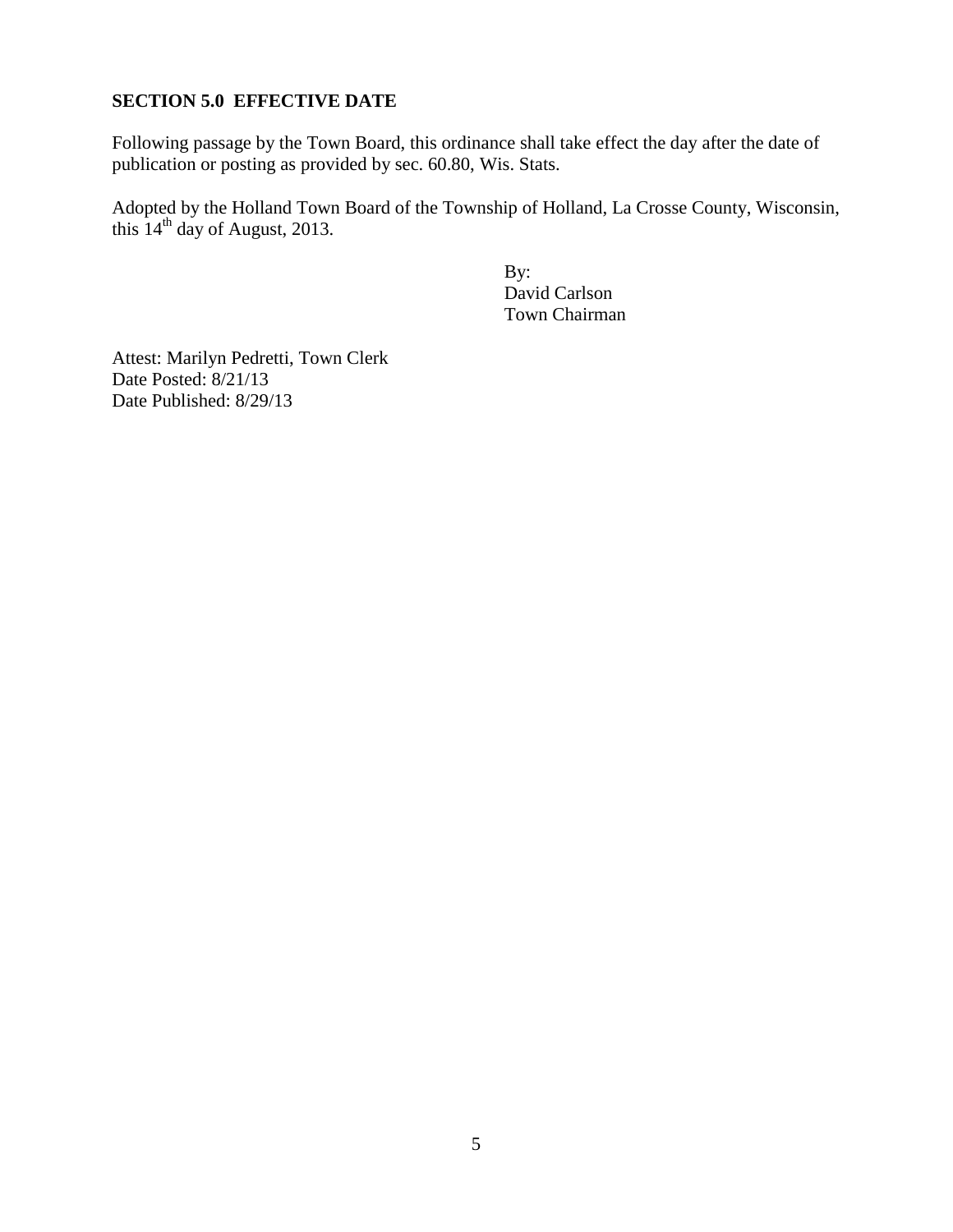**SECTION 5.0 EFFECTIVE DATE**

Following passage by the Town Board, this ordinance shall take effect the day after the date of publication or posting as provided by sec. 60.80, Wis. Stats.

Adopted by the Holland Town Board of the Township of Holland, La Crosse County, Wisconsin, this 14th day of August, 2013.

By:
David Carlson
Town Chairman

Attest: Marilyn Pedretti, Town Clerk
Date Posted: 8/21/13
Date Published: 8/29/13